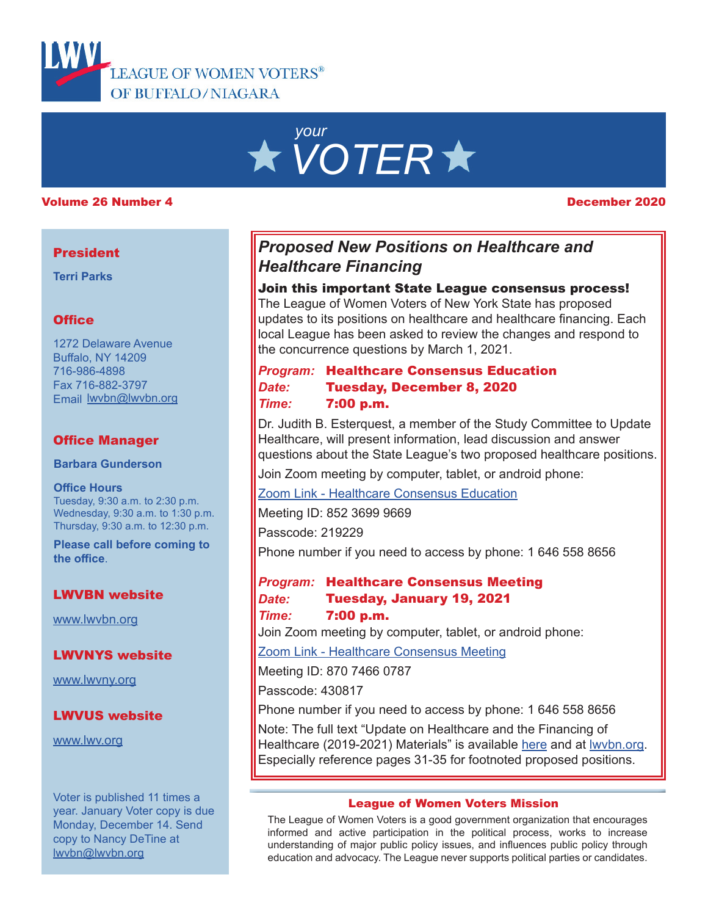LEAGUE OF WOMEN VOTERS®
OF BUFFALO/NIAGARA

# your VOTER

**Volume 26 Number 4** **December 2020**

## Proposed New Positions on Healthcare and Healthcare Financing

**Join this important State League consensus process!**
The League of Women Voters of New York State has proposed updates to its positions on healthcare and healthcare financing. Each local League has been asked to review the changes and respond to the concurrence questions by March 1, 2021.

*Program:* **Healthcare Consensus Education**
*Date:* **Tuesday, December 8, 2020**
*Time:* **7:00 p.m.**

Dr. Judith B. Esterquest, a member of the Study Committee to Update Healthcare, will present information, lead discussion and answer questions about the State League's two proposed healthcare positions.

Join Zoom meeting by computer, tablet, or android phone:

Zoom Link - Healthcare Consensus Education

Meeting ID: 852 3699 9669

Passcode: 219229

Phone number if you need to access by phone: 1 646 558 8656

*Program:* **Healthcare Consensus Meeting**
*Date:* **Tuesday, January 19, 2021**
*Time:* **7:00 p.m.**

Join Zoom meeting by computer, tablet, or android phone:

Zoom Link - Healthcare Consensus Meeting

Meeting ID: 870 7466 0787

Passcode: 430817

Phone number if you need to access by phone: 1 646 558 8656

Note: The full text "Update on Healthcare and the Financing of Healthcare (2019-2021) Materials" is available here and at lwvbn.org. Especially reference pages 31-35 for footnoted proposed positions.

### League of Women Voters Mission

The League of Women Voters is a good government organization that encourages informed and active participation in the political process, works to increase understanding of major public policy issues, and influences public policy through education and advocacy. The League never supports political parties or candidates.

---

**President**

**Terri Parks**

**Office**

1272 Delaware Avenue
Buffalo, NY 14209
716-986-4898
Fax 716-882-3797
Email lwvbn@lwvbn.org

**Office Manager**

**Barbara Gunderson**

**Office Hours**
Tuesday, 9:30 a.m. to 2:30 p.m.
Wednesday, 9:30 a.m. to 1:30 p.m.
Thursday, 9:30 a.m. to 12:30 p.m.

**Please call before coming to the office.**

**LWVBN website**

www.lwvbn.org

**LWVNYS website**

www.lwvny.org

**LWVUS website**

www.lwv.org

Voter is published 11 times a year. January Voter copy is due Monday, December 14. Send copy to Nancy DeTine at lwvbn@lwvbn.org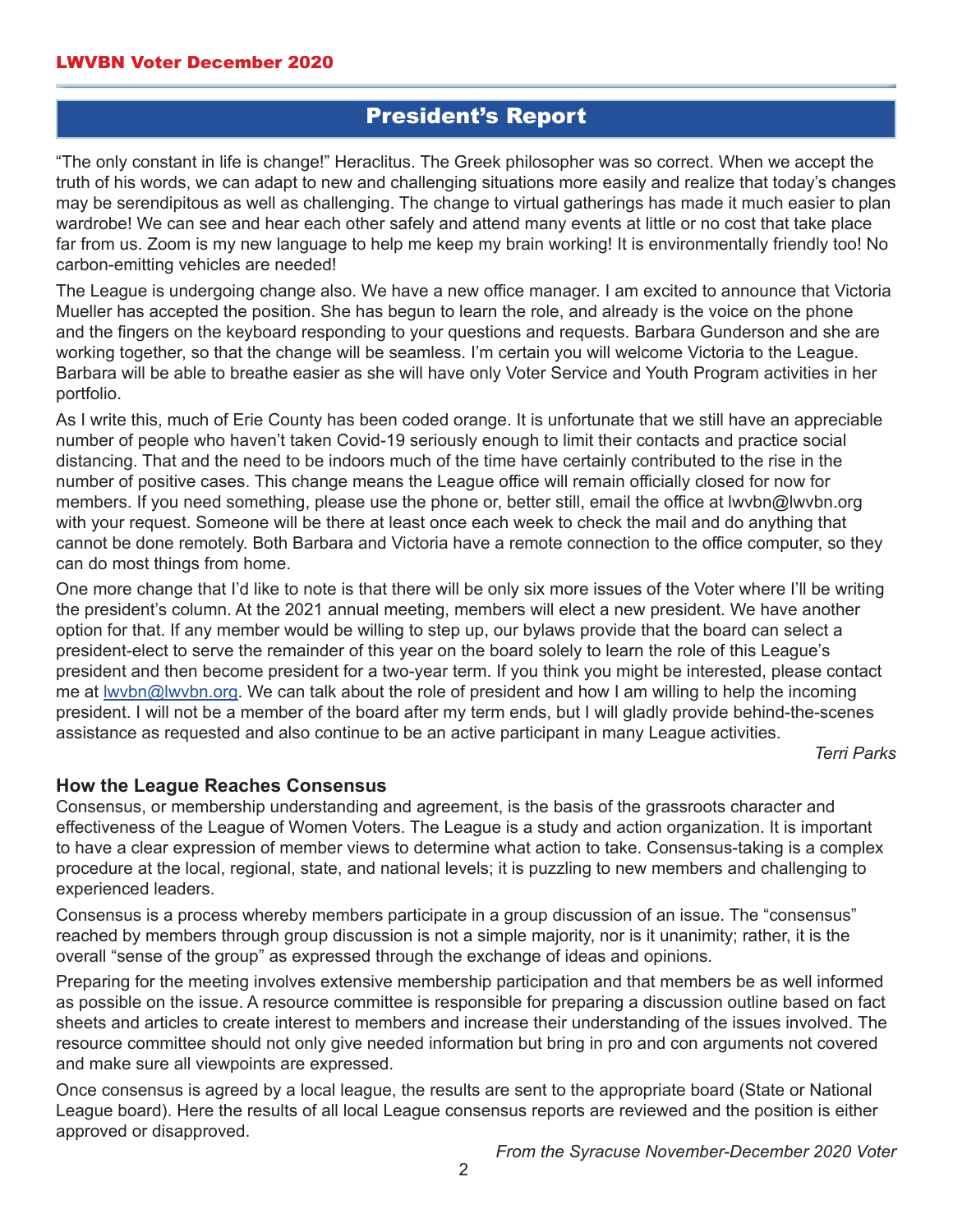## President's Report

"The only constant in life is change!" Heraclitus. The Greek philosopher was so correct. When we accept the truth of his words, we can adapt to new and challenging situations more easily and realize that today's changes may be serendipitous as well as challenging. The change to virtual gatherings has made it much easier to plan wardrobe! We can see and hear each other safely and attend many events at little or no cost that take place far from us. Zoom is my new language to help me keep my brain working! It is environmentally friendly too! No carbon-emitting vehicles are needed!

The League is undergoing change also. We have a new office manager. I am excited to announce that Victoria Mueller has accepted the position. She has begun to learn the role, and already is the voice on the phone and the fingers on the keyboard responding to your questions and requests. Barbara Gunderson and she are working together, so that the change will be seamless. I'm certain you will welcome Victoria to the League. Barbara will be able to breathe easier as she will have only Voter Service and Youth Program activities in her portfolio.

As I write this, much of Erie County has been coded orange. It is unfortunate that we still have an appreciable number of people who haven't taken Covid-19 seriously enough to limit their contacts and practice social distancing. That and the need to be indoors much of the time have certainly contributed to the rise in the number of positive cases. This change means the League office will remain officially closed for now for members. If you need something, please use the phone or, better still, email the office at lwvbn@lwvbn.org with your request. Someone will be there at least once each week to check the mail and do anything that cannot be done remotely. Both Barbara and Victoria have a remote connection to the office computer, so they can do most things from home.

One more change that I'd like to note is that there will be only six more issues of the Voter where I'll be writing the president's column. At the 2021 annual meeting, members will elect a new president. We have another option for that. If any member would be willing to step up, our bylaws provide that the board can select a president-elect to serve the remainder of this year on the board solely to learn the role of this League's president and then become president for a two-year term. If you think you might be interested, please contact me at lwvbn@lwvbn.org. We can talk about the role of president and how I am willing to help the incoming president. I will not be a member of the board after my term ends, but I will gladly provide behind-the-scenes assistance as requested and also continue to be an active participant in many League activities.

*Terri Parks*

### How the League Reaches Consensus

Consensus, or membership understanding and agreement, is the basis of the grassroots character and effectiveness of the League of Women Voters. The League is a study and action organization. It is important to have a clear expression of member views to determine what action to take. Consensus-taking is a complex procedure at the local, regional, state, and national levels; it is puzzling to new members and challenging to experienced leaders.

Consensus is a process whereby members participate in a group discussion of an issue. The "consensus" reached by members through group discussion is not a simple majority, nor is it unanimity; rather, it is the overall "sense of the group" as expressed through the exchange of ideas and opinions.

Preparing for the meeting involves extensive membership participation and that members be as well informed as possible on the issue. A resource committee is responsible for preparing a discussion outline based on fact sheets and articles to create interest to members and increase their understanding of the issues involved. The resource committee should not only give needed information but bring in pro and con arguments not covered and make sure all viewpoints are expressed.

Once consensus is agreed by a local league, the results are sent to the appropriate board (State or National League board). Here the results of all local League consensus reports are reviewed and the position is either approved or disapproved.

*From the Syracuse November-December 2020 Voter*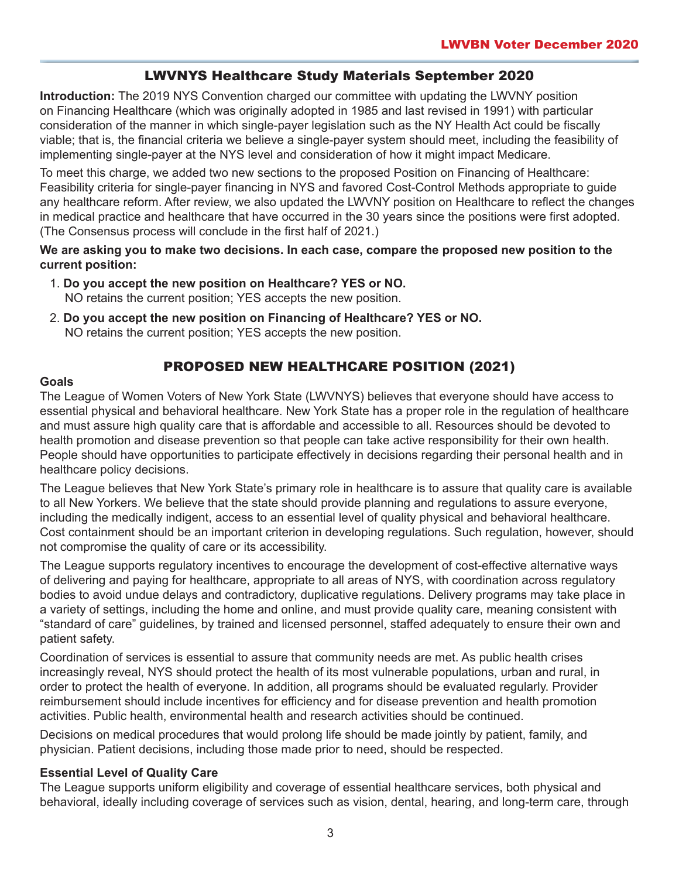## LWVNYS Healthcare Study Materials September 2020

**Introduction:** The 2019 NYS Convention charged our committee with updating the LWVNY position on Financing Healthcare (which was originally adopted in 1985 and last revised in 1991) with particular consideration of the manner in which single-payer legislation such as the NY Health Act could be fiscally viable; that is, the financial criteria we believe a single-payer system should meet, including the feasibility of implementing single-payer at the NYS level and consideration of how it might impact Medicare.

To meet this charge, we added two new sections to the proposed Position on Financing of Healthcare: Feasibility criteria for single-payer financing in NYS and favored Cost-Control Methods appropriate to guide any healthcare reform. After review, we also updated the LWVNY position on Healthcare to reflect the changes in medical practice and healthcare that have occurred in the 30 years since the positions were first adopted. (The Consensus process will conclude in the first half of 2021.)

**We are asking you to make two decisions. In each case, compare the proposed new position to the current position:**

1. **Do you accept the new position on Healthcare? YES or NO.**
   NO retains the current position; YES accepts the new position.
2. **Do you accept the new position on Financing of Healthcare? YES or NO.**
   NO retains the current position; YES accepts the new position.

## PROPOSED NEW HEALTHCARE POSITION (2021)

**Goals**

The League of Women Voters of New York State (LWVNYS) believes that everyone should have access to essential physical and behavioral healthcare. New York State has a proper role in the regulation of healthcare and must assure high quality care that is affordable and accessible to all. Resources should be devoted to health promotion and disease prevention so that people can take active responsibility for their own health. People should have opportunities to participate effectively in decisions regarding their personal health and in healthcare policy decisions.

The League believes that New York State's primary role in healthcare is to assure that quality care is available to all New Yorkers. We believe that the state should provide planning and regulations to assure everyone, including the medically indigent, access to an essential level of quality physical and behavioral healthcare. Cost containment should be an important criterion in developing regulations. Such regulation, however, should not compromise the quality of care or its accessibility.

The League supports regulatory incentives to encourage the development of cost-effective alternative ways of delivering and paying for healthcare, appropriate to all areas of NYS, with coordination across regulatory bodies to avoid undue delays and contradictory, duplicative regulations. Delivery programs may take place in a variety of settings, including the home and online, and must provide quality care, meaning consistent with "standard of care" guidelines, by trained and licensed personnel, staffed adequately to ensure their own and patient safety.

Coordination of services is essential to assure that community needs are met. As public health crises increasingly reveal, NYS should protect the health of its most vulnerable populations, urban and rural, in order to protect the health of everyone. In addition, all programs should be evaluated regularly. Provider reimbursement should include incentives for efficiency and for disease prevention and health promotion activities. Public health, environmental health and research activities should be continued.

Decisions on medical procedures that would prolong life should be made jointly by patient, family, and physician. Patient decisions, including those made prior to need, should be respected.

**Essential Level of Quality Care**

The League supports uniform eligibility and coverage of essential healthcare services, both physical and behavioral, ideally including coverage of services such as vision, dental, hearing, and long-term care, through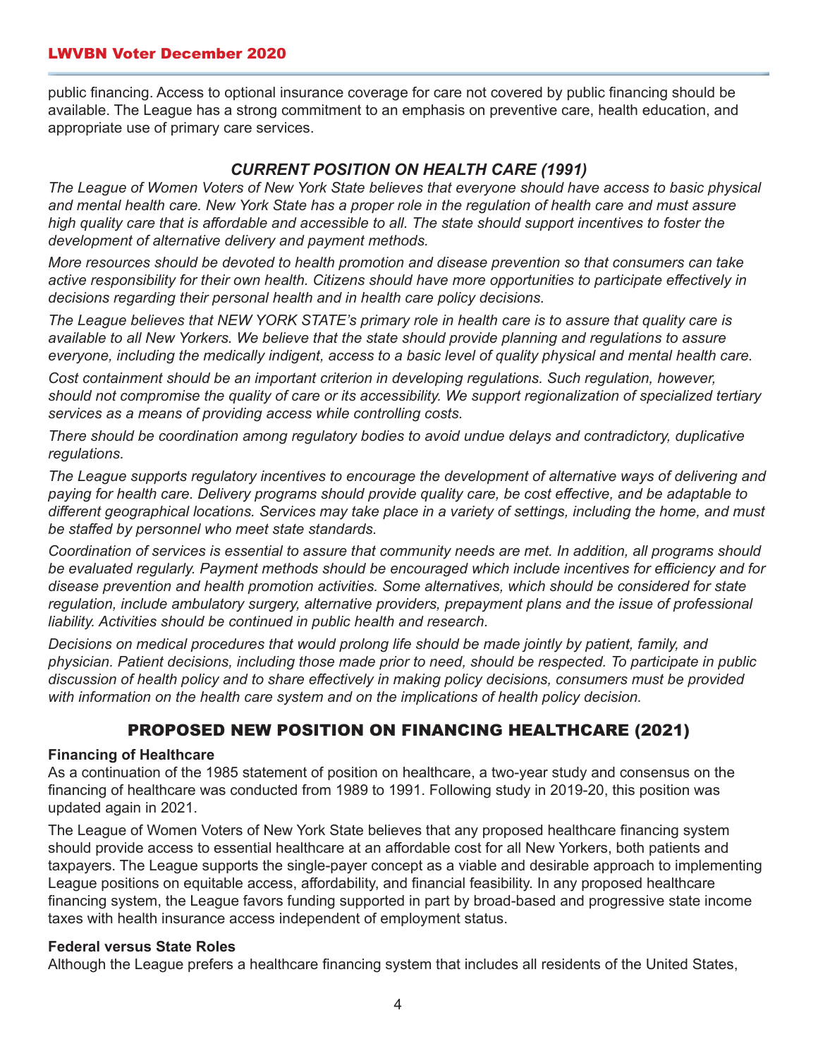public financing. Access to optional insurance coverage for care not covered by public financing should be available. The League has a strong commitment to an emphasis on preventive care, health education, and appropriate use of primary care services.

### *CURRENT POSITION ON HEALTH CARE (1991)*

*The League of Women Voters of New York State believes that everyone should have access to basic physical and mental health care. New York State has a proper role in the regulation of health care and must assure high quality care that is affordable and accessible to all. The state should support incentives to foster the development of alternative delivery and payment methods.*

*More resources should be devoted to health promotion and disease prevention so that consumers can take active responsibility for their own health. Citizens should have more opportunities to participate effectively in decisions regarding their personal health and in health care policy decisions.*

*The League believes that NEW YORK STATE's primary role in health care is to assure that quality care is available to all New Yorkers. We believe that the state should provide planning and regulations to assure everyone, including the medically indigent, access to a basic level of quality physical and mental health care.*

*Cost containment should be an important criterion in developing regulations. Such regulation, however, should not compromise the quality of care or its accessibility. We support regionalization of specialized tertiary services as a means of providing access while controlling costs.*

*There should be coordination among regulatory bodies to avoid undue delays and contradictory, duplicative regulations.*

*The League supports regulatory incentives to encourage the development of alternative ways of delivering and paying for health care. Delivery programs should provide quality care, be cost effective, and be adaptable to different geographical locations. Services may take place in a variety of settings, including the home, and must be staffed by personnel who meet state standards.*

*Coordination of services is essential to assure that community needs are met. In addition, all programs should be evaluated regularly. Payment methods should be encouraged which include incentives for efficiency and for disease prevention and health promotion activities. Some alternatives, which should be considered for state regulation, include ambulatory surgery, alternative providers, prepayment plans and the issue of professional liability. Activities should be continued in public health and research.*

*Decisions on medical procedures that would prolong life should be made jointly by patient, family, and physician. Patient decisions, including those made prior to need, should be respected. To participate in public discussion of health policy and to share effectively in making policy decisions, consumers must be provided with information on the health care system and on the implications of health policy decision.*

## PROPOSED NEW POSITION ON FINANCING HEALTHCARE (2021)

**Financing of Healthcare**

As a continuation of the 1985 statement of position on healthcare, a two-year study and consensus on the financing of healthcare was conducted from 1989 to 1991. Following study in 2019-20, this position was updated again in 2021.

The League of Women Voters of New York State believes that any proposed healthcare financing system should provide access to essential healthcare at an affordable cost for all New Yorkers, both patients and taxpayers. The League supports the single-payer concept as a viable and desirable approach to implementing League positions on equitable access, affordability, and financial feasibility. In any proposed healthcare financing system, the League favors funding supported in part by broad-based and progressive state income taxes with health insurance access independent of employment status.

**Federal versus State Roles**

Although the League prefers a healthcare financing system that includes all residents of the United States,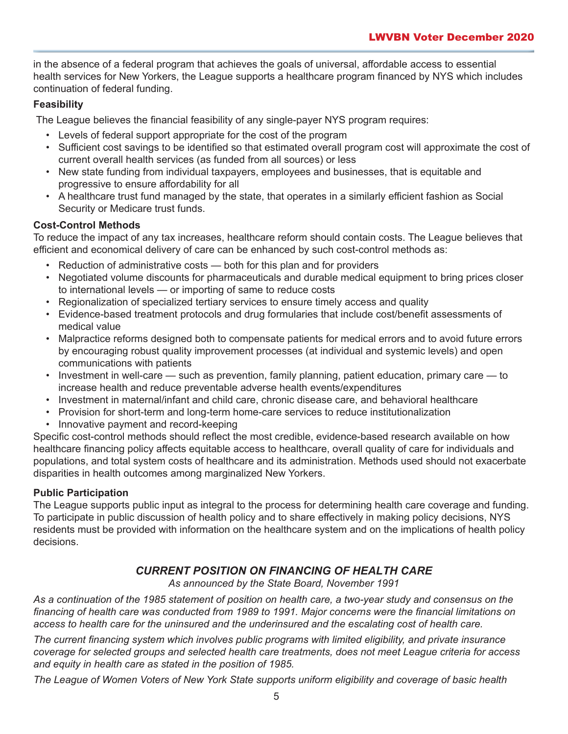in the absence of a federal program that achieves the goals of universal, affordable access to essential health services for New Yorkers, the League supports a healthcare program financed by NYS which includes continuation of federal funding.

**Feasibility**

The League believes the financial feasibility of any single-payer NYS program requires:

- Levels of federal support appropriate for the cost of the program
- Sufficient cost savings to be identified so that estimated overall program cost will approximate the cost of current overall health services (as funded from all sources) or less
- New state funding from individual taxpayers, employees and businesses, that is equitable and progressive to ensure affordability for all
- A healthcare trust fund managed by the state, that operates in a similarly efficient fashion as Social Security or Medicare trust funds.

**Cost-Control Methods**

To reduce the impact of any tax increases, healthcare reform should contain costs. The League believes that efficient and economical delivery of care can be enhanced by such cost-control methods as:

- Reduction of administrative costs — both for this plan and for providers
- Negotiated volume discounts for pharmaceuticals and durable medical equipment to bring prices closer to international levels — or importing of same to reduce costs
- Regionalization of specialized tertiary services to ensure timely access and quality
- Evidence-based treatment protocols and drug formularies that include cost/benefit assessments of medical value
- Malpractice reforms designed both to compensate patients for medical errors and to avoid future errors by encouraging robust quality improvement processes (at individual and systemic levels) and open communications with patients
- Investment in well-care — such as prevention, family planning, patient education, primary care — to increase health and reduce preventable adverse health events/expenditures
- Investment in maternal/infant and child care, chronic disease care, and behavioral healthcare
- Provision for short-term and long-term home-care services to reduce institutionalization
- Innovative payment and record-keeping

Specific cost-control methods should reflect the most credible, evidence-based research available on how healthcare financing policy affects equitable access to healthcare, overall quality of care for individuals and populations, and total system costs of healthcare and its administration. Methods used should not exacerbate disparities in health outcomes among marginalized New Yorkers.

**Public Participation**

The League supports public input as integral to the process for determining health care coverage and funding. To participate in public discussion of health policy and to share effectively in making policy decisions, NYS residents must be provided with information on the healthcare system and on the implications of health policy decisions.

## *CURRENT POSITION ON FINANCING OF HEALTH CARE*

*As announced by the State Board, November 1991*

*As a continuation of the 1985 statement of position on health care, a two-year study and consensus on the financing of health care was conducted from 1989 to 1991. Major concerns were the financial limitations on access to health care for the uninsured and the underinsured and the escalating cost of health care.*

*The current financing system which involves public programs with limited eligibility, and private insurance coverage for selected groups and selected health care treatments, does not meet League criteria for access and equity in health care as stated in the position of 1985.*

*The League of Women Voters of New York State supports uniform eligibility and coverage of basic health*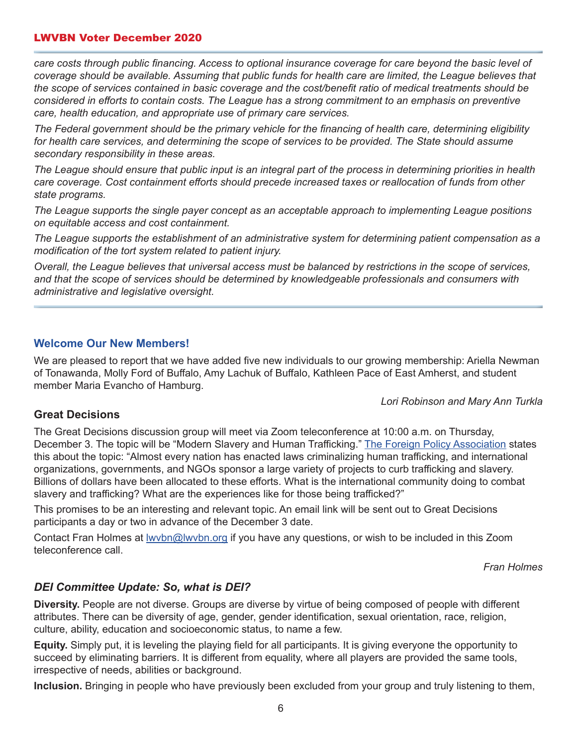*care costs through public financing. Access to optional insurance coverage for care beyond the basic level of coverage should be available. Assuming that public funds for health care are limited, the League believes that the scope of services contained in basic coverage and the cost/benefit ratio of medical treatments should be considered in efforts to contain costs. The League has a strong commitment to an emphasis on preventive care, health education, and appropriate use of primary care services.*

*The Federal government should be the primary vehicle for the financing of health care, determining eligibility for health care services, and determining the scope of services to be provided. The State should assume secondary responsibility in these areas.*

*The League should ensure that public input is an integral part of the process in determining priorities in health care coverage. Cost containment efforts should precede increased taxes or reallocation of funds from other state programs.*

*The League supports the single payer concept as an acceptable approach to implementing League positions on equitable access and cost containment.*

*The League supports the establishment of an administrative system for determining patient compensation as a modification of the tort system related to patient injury.*

*Overall, the League believes that universal access must be balanced by restrictions in the scope of services, and that the scope of services should be determined by knowledgeable professionals and consumers with administrative and legislative oversight.*

---

### Welcome Our New Members!

We are pleased to report that we have added five new individuals to our growing membership: Ariella Newman of Tonawanda, Molly Ford of Buffalo, Amy Lachuk of Buffalo, Kathleen Pace of East Amherst, and student member Maria Evancho of Hamburg.

*Lori Robinson and Mary Ann Turkla*

### Great Decisions

The Great Decisions discussion group will meet via Zoom teleconference at 10:00 a.m. on Thursday, December 3. The topic will be "Modern Slavery and Human Trafficking." The Foreign Policy Association states this about the topic: "Almost every nation has enacted laws criminalizing human trafficking, and international organizations, governments, and NGOs sponsor a large variety of projects to curb trafficking and slavery. Billions of dollars have been allocated to these efforts. What is the international community doing to combat slavery and trafficking? What are the experiences like for those being trafficked?"

This promises to be an interesting and relevant topic. An email link will be sent out to Great Decisions participants a day or two in advance of the December 3 date.

Contact Fran Holmes at lwvbn@lwvbn.org if you have any questions, or wish to be included in this Zoom teleconference call.

*Fran Holmes*

### *DEI Committee Update: So, what is DEI?*

**Diversity.** People are not diverse. Groups are diverse by virtue of being composed of people with different attributes. There can be diversity of age, gender, gender identification, sexual orientation, race, religion, culture, ability, education and socioeconomic status, to name a few.

**Equity.** Simply put, it is leveling the playing field for all participants. It is giving everyone the opportunity to succeed by eliminating barriers. It is different from equality, where all players are provided the same tools, irrespective of needs, abilities or background.

**Inclusion.** Bringing in people who have previously been excluded from your group and truly listening to them,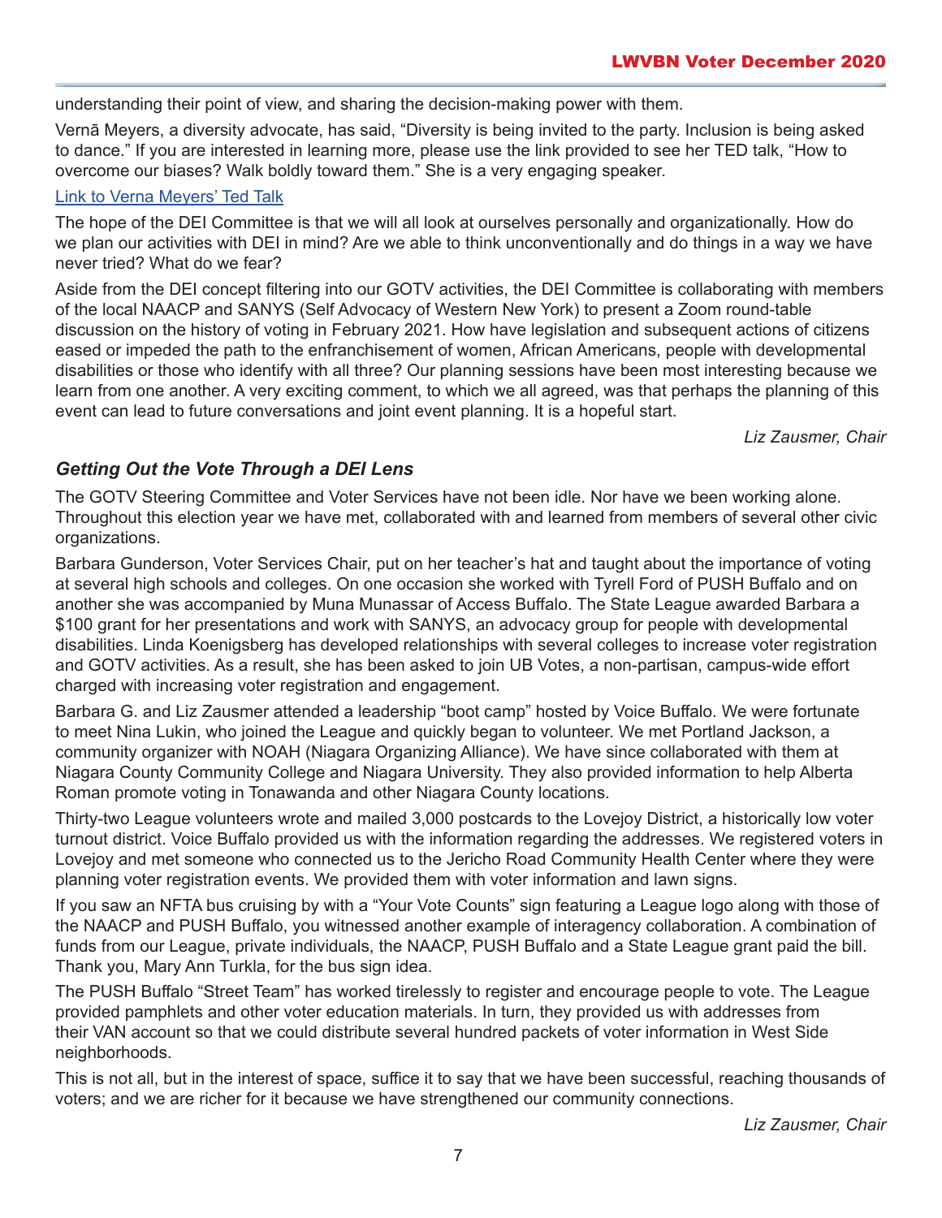understanding their point of view, and sharing the decision-making power with them.

Vernā Meyers, a diversity advocate, has said, "Diversity is being invited to the party. Inclusion is being asked to dance." If you are interested in learning more, please use the link provided to see her TED talk, "How to overcome our biases? Walk boldly toward them." She is a very engaging speaker.

[Link to Verna Meyers' Ted Talk]

The hope of the DEI Committee is that we will all look at ourselves personally and organizationally. How do we plan our activities with DEI in mind? Are we able to think unconventionally and do things in a way we have never tried? What do we fear?

Aside from the DEI concept filtering into our GOTV activities, the DEI Committee is collaborating with members of the local NAACP and SANYS (Self Advocacy of Western New York) to present a Zoom round-table discussion on the history of voting in February 2021. How have legislation and subsequent actions of citizens eased or impeded the path to the enfranchisement of women, African Americans, people with developmental disabilities or those who identify with all three? Our planning sessions have been most interesting because we learn from one another. A very exciting comment, to which we all agreed, was that perhaps the planning of this event can lead to future conversations and joint event planning. It is a hopeful start.

*Liz Zausmer, Chair*

### *Getting Out the Vote Through a DEI Lens*

The GOTV Steering Committee and Voter Services have not been idle. Nor have we been working alone. Throughout this election year we have met, collaborated with and learned from members of several other civic organizations.

Barbara Gunderson, Voter Services Chair, put on her teacher's hat and taught about the importance of voting at several high schools and colleges. On one occasion she worked with Tyrell Ford of PUSH Buffalo and on another she was accompanied by Muna Munassar of Access Buffalo. The State League awarded Barbara a $100 grant for her presentations and work with SANYS, an advocacy group for people with developmental disabilities. Linda Koenigsberg has developed relationships with several colleges to increase voter registration and GOTV activities. As a result, she has been asked to join UB Votes, a non-partisan, campus-wide effort charged with increasing voter registration and engagement.

Barbara G. and Liz Zausmer attended a leadership "boot camp" hosted by Voice Buffalo. We were fortunate to meet Nina Lukin, who joined the League and quickly began to volunteer. We met Portland Jackson, a community organizer with NOAH (Niagara Organizing Alliance). We have since collaborated with them at Niagara County Community College and Niagara University. They also provided information to help Alberta Roman promote voting in Tonawanda and other Niagara County locations.

Thirty-two League volunteers wrote and mailed 3,000 postcards to the Lovejoy District, a historically low voter turnout district. Voice Buffalo provided us with the information regarding the addresses. We registered voters in Lovejoy and met someone who connected us to the Jericho Road Community Health Center where they were planning voter registration events. We provided them with voter information and lawn signs.

If you saw an NFTA bus cruising by with a "Your Vote Counts" sign featuring a League logo along with those of the NAACP and PUSH Buffalo, you witnessed another example of interagency collaboration. A combination of funds from our League, private individuals, the NAACP, PUSH Buffalo and a State League grant paid the bill. Thank you, Mary Ann Turkla, for the bus sign idea.

The PUSH Buffalo "Street Team" has worked tirelessly to register and encourage people to vote. The League provided pamphlets and other voter education materials. In turn, they provided us with addresses from their VAN account so that we could distribute several hundred packets of voter information in West Side neighborhoods.

This is not all, but in the interest of space, suffice it to say that we have been successful, reaching thousands of voters; and we are richer for it because we have strengthened our community connections.

*Liz Zausmer, Chair*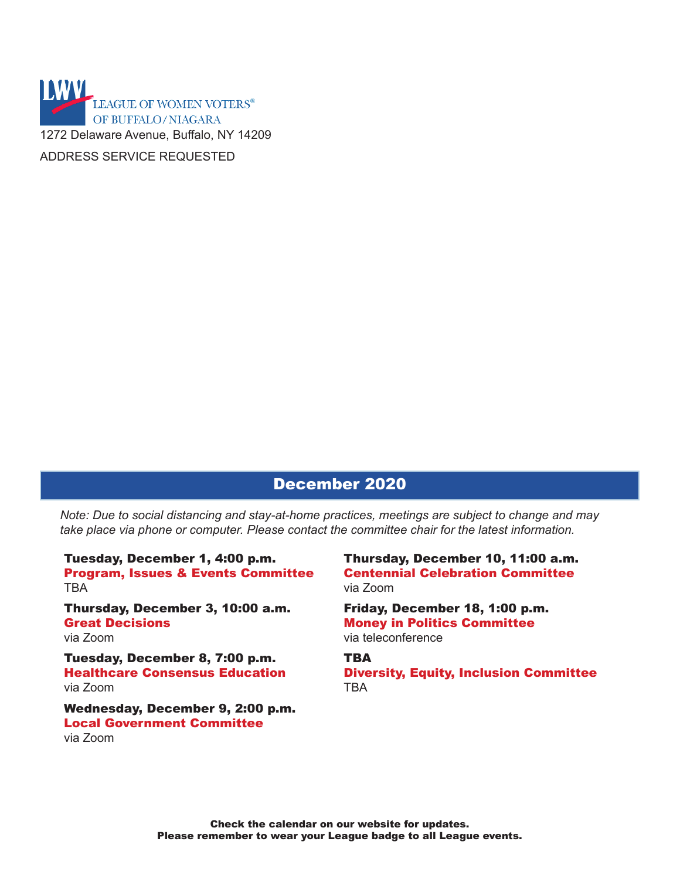LEAGUE OF WOMEN VOTERS®
OF BUFFALO / NIAGARA

1272 Delaware Avenue, Buffalo, NY 14209

ADDRESS SERVICE REQUESTED

## December 2020

*Note: Due to social distancing and stay-at-home practices, meetings are subject to change and may take place via phone or computer. Please contact the committee chair for the latest information.*

**Tuesday, December 1, 4:00 p.m.**
**Program, Issues & Events Committee**
TBA

**Thursday, December 3, 10:00 a.m.**
**Great Decisions**
via Zoom

**Tuesday, December 8, 7:00 p.m.**
**Healthcare Consensus Education**
via Zoom

**Wednesday, December 9, 2:00 p.m.**
**Local Government Committee**
via Zoom

**Thursday, December 10, 11:00 a.m.**
**Centennial Celebration Committee**
via Zoom

**Friday, December 18, 1:00 p.m.**
**Money in Politics Committee**
via teleconference

**TBA**
**Diversity, Equity, Inclusion Committee**
TBA

**Check the calendar on our website for updates.**
**Please remember to wear your League badge to all League events.**